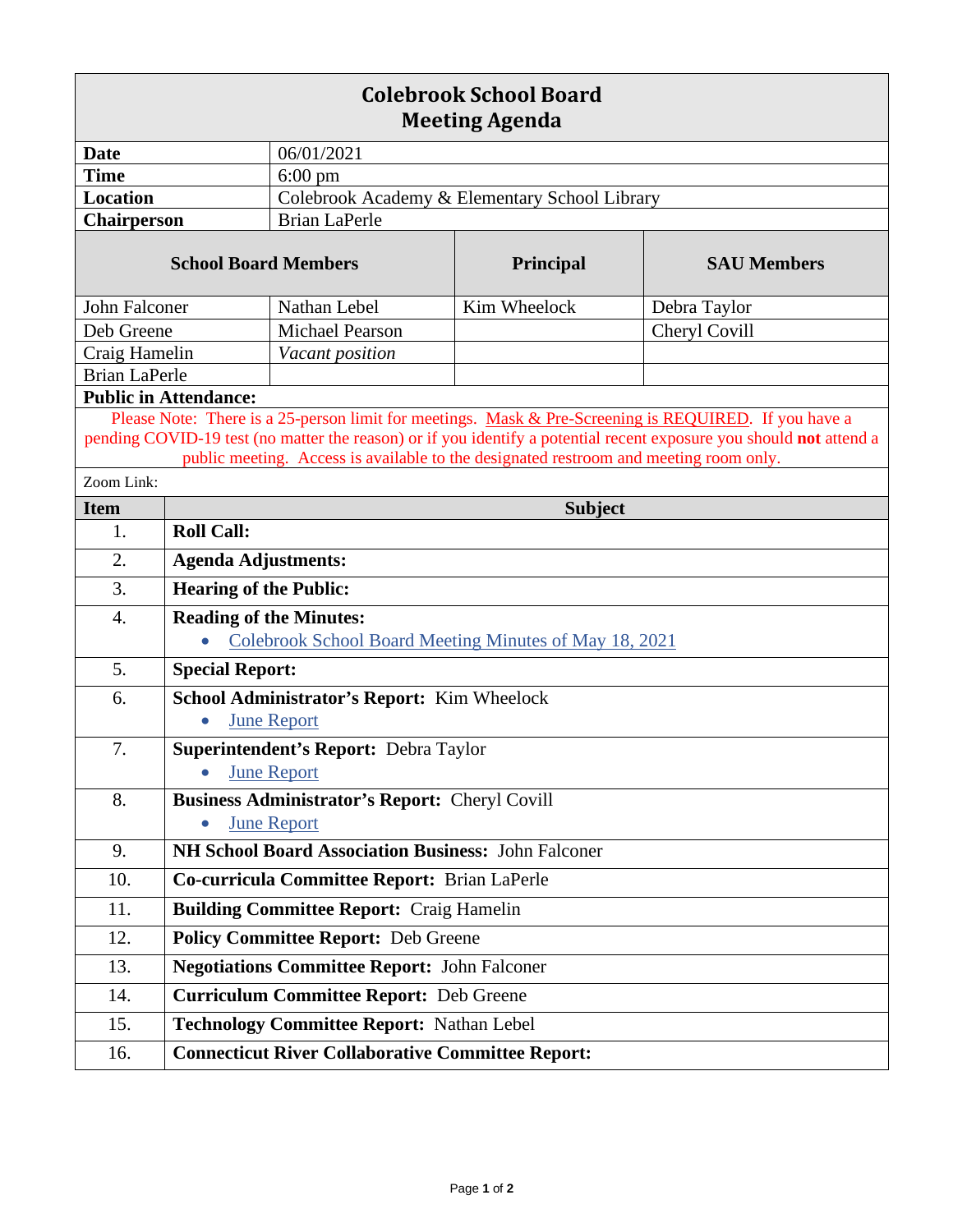# Colebrook School Board
## Meeting Agenda

| | |
|---|---|
| **Date** | 06/01/2021 |
| **Time** | 6:00 pm |
| **Location** | Colebrook Academy & Elementary School Library |
| **Chairperson** | Brian LaPerle |

| School Board Members | | Principal | SAU Members |
|---|---|---|---|
| John Falconer | Nathan Lebel | Kim Wheelock | Debra Taylor |
| Deb Greene | Michael Pearson | | Cheryl Covill |
| Craig Hamelin | *Vacant position* | | |
| Brian LaPerle | | | |

**Public in Attendance:**

Please Note: There is a 25-person limit for meetings. Mask & Pre-Screening is REQUIRED. If you have a pending COVID-19 test (no matter the reason) or if you identify a potential recent exposure you should **not** attend a public meeting. Access is available to the designated restroom and meeting room only.

Zoom Link:

| Item | Subject |
|---|---|
| 1. | **Roll Call:** |
| 2. | **Agenda Adjustments:** |
| 3. | **Hearing of the Public:** |
| 4. | **Reading of the Minutes:** <br>• Colebrook School Board Meeting Minutes of May 18, 2021 |
| 5. | **Special Report:** |
| 6. | **School Administrator's Report:** Kim Wheelock <br>• June Report |
| 7. | **Superintendent's Report:** Debra Taylor <br>• June Report |
| 8. | **Business Administrator's Report:** Cheryl Covill <br>• June Report |
| 9. | **NH School Board Association Business:** John Falconer |
| 10. | **Co-curricula Committee Report:** Brian LaPerle |
| 11. | **Building Committee Report:** Craig Hamelin |
| 12. | **Policy Committee Report:** Deb Greene |
| 13. | **Negotiations Committee Report:** John Falconer |
| 14. | **Curriculum Committee Report:** Deb Greene |
| 15. | **Technology Committee Report:** Nathan Lebel |
| 16. | **Connecticut River Collaborative Committee Report:** |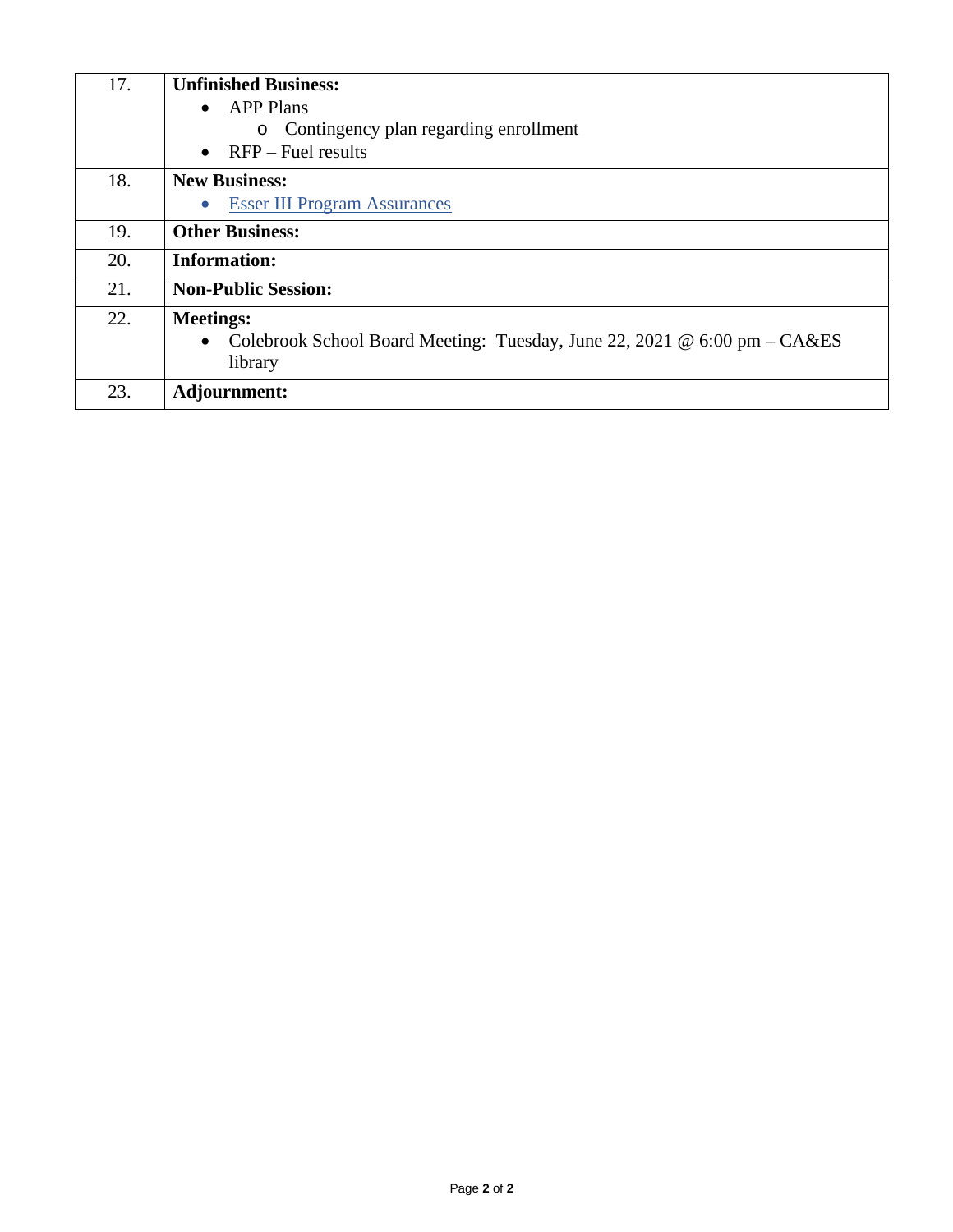| | |
|---|---|
| 17. | **Unfinished Business:**<br>• APP Plans<br>  o Contingency plan regarding enrollment<br>• RFP – Fuel results |
| 18. | **New Business:**<br>• Esser III Program Assurances |
| 19. | **Other Business:** |
| 20. | **Information:** |
| 21. | **Non-Public Session:** |
| 22. | **Meetings:**<br>• Colebrook School Board Meeting: Tuesday, June 22, 2021 @ 6:00 pm – CA&ES library |
| 23. | **Adjournment:** |